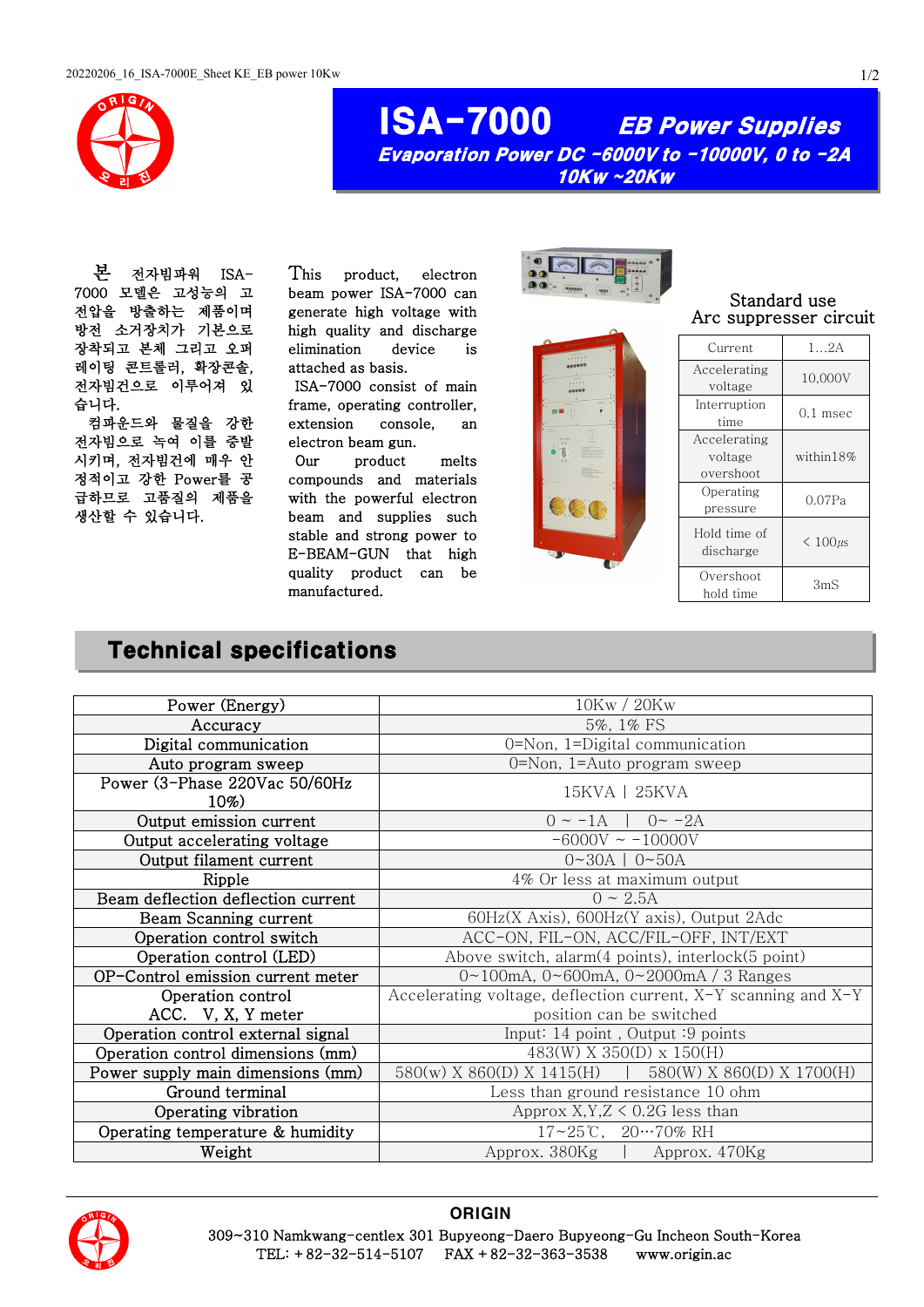# ISA-7000 EB Power Supplies

***Evaporation Power DC -6000V to -10000V, 0 to -2A***

***10Kw ~20Kw***

본 전자빔파워 ISA-7000 모델은 고성능의 고전압을 방출하는 제품이며 방전 소거장치 기본으로 장착되고 본체 그리고 오퍼레이팅 콘트롤러, 확장콘솔, 전자빔건으로 이루어져 있습니다.

컴파운드와 물질을 강한 전자빔으로 녹여 이를 증발시키며, 전자빔건에 매우 안정적이고 강한 Power를 공급하므로 고품질의 제품을 생산할 수 있습니다.

This product, electron beam power ISA-7000 can generate high voltage with high quality and discharge elimination device is attached as basis.

ISA-7000 consist of main frame, operating controller, extension console, an electron beam gun.

Our product melts compounds and materials with the powerful electron beam and supplies such stable and strong power to E-BEAM-GUN that high quality product can be manufactured.

Standard use
Arc suppresser circuit

| | |
|---|---|
| Current | 1…2A |
| Accelerating voltage | 10,000V |
| Interruption time | 0.1 msec |
| Accelerating voltage overshoot | within18% |
| Operating pressure | 0.07Pa |
| Hold time of discharge | < 100㎲ |
| Overshoot hold time | 3mS |

## Technical specifications

| | |
|---|---|
| Power (Energy) | 10Kw / 20Kw |
| Accuracy | 5%, 1% FS |
| Digital communication | 0=Non, 1=Digital communication |
| Auto program sweep | 0=Non, 1=Auto program sweep |
| Power (3-Phase 220Vac 50/60Hz 10%) | 15KVA \| 25KVA |
| Output emission current | 0 ~ -1A \| 0~ -2A |
| Output accelerating voltage | -6000V ~ -10000V |
| Output filament current | 0~30A \| 0~50A |
| Ripple | 4% Or less at maximum output |
| Beam deflection deflection current | 0 ~ 2.5A |
| Beam Scanning current | 60Hz(X Axis), 600Hz(Y axis), Output 2Adc |
| Operation control switch | ACC-ON, FIL-ON, ACC/FIL-OFF, INT/EXT |
| Operation control (LED) | Above switch, alarm(4 points), interlock(5 point) |
| OP-Control emission current meter | 0~100mA, 0~600mA, 0~2000mA / 3 Ranges |
| Operation control ACC. V, X, Y meter | Accelerating voltage, deflection current, X-Y scanning and X-Y position can be switched |
| Operation control external signal | Input: 14 point , Output :9 points |
| Operation control dimensions (mm) | 483(W) X 350(D) x 150(H) |
| Power supply main dimensions (mm) | 580(w) X 860(D) X 1415(H) \| 580(W) X 860(D) X 1700(H) |
| Ground terminal | Less than ground resistance 10 ohm |
| Operating vibration | Approx X,Y,Z < 0.2G less than |
| Operating temperature & humidity | 17~25℃, 20…70% RH |
| Weight | Approx. 380Kg \| Approx. 470Kg |

**ORIGIN**

309~310 Namkwang-centlex 301 Bupyeong-Daero Bupyeong-Gu Incheon South-Korea

TEL: +82-32-514-5107 FAX +82-32-363-3538 www.origin.ac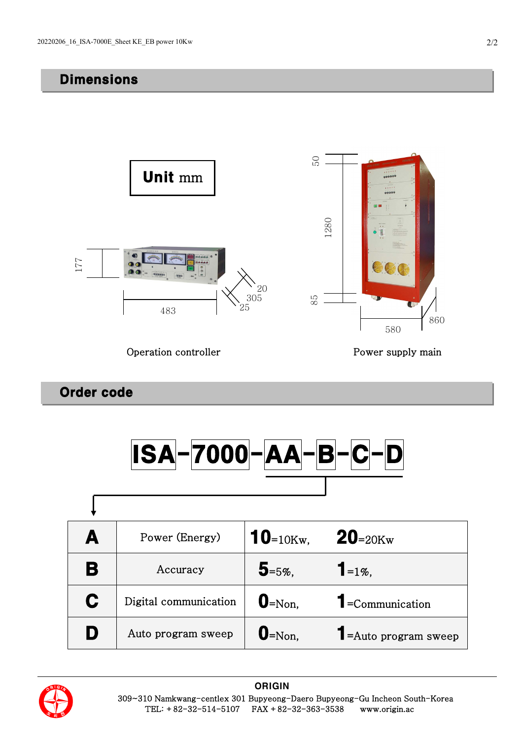## Dimensions

**Unit** mm

177

483

20

305

25

Operation controller

50

1280

85

580

860

Power supply main

## Order code

**ISA-7000-AA-B-C-D**

| | | | |
|---|---|---|---|
| **A** | Power (Energy) | **10**=10Kw, | **20**=20Kw |
| **B** | Accuracy | **5**=5%, | **1**=1%, |
| **C** | Digital communication | **0**=Non, | **1**=Communication |
| **D** | Auto program sweep | **0**=Non, | **1**=Auto program sweep |

**ORIGIN**

309~310 Namkwang-centlex 301 Bupyeong-Daero Bupyeong-Gu Incheon South-Korea

TEL: +82-32-514-5107 FAX +82-32-363-3538 www.origin.ac